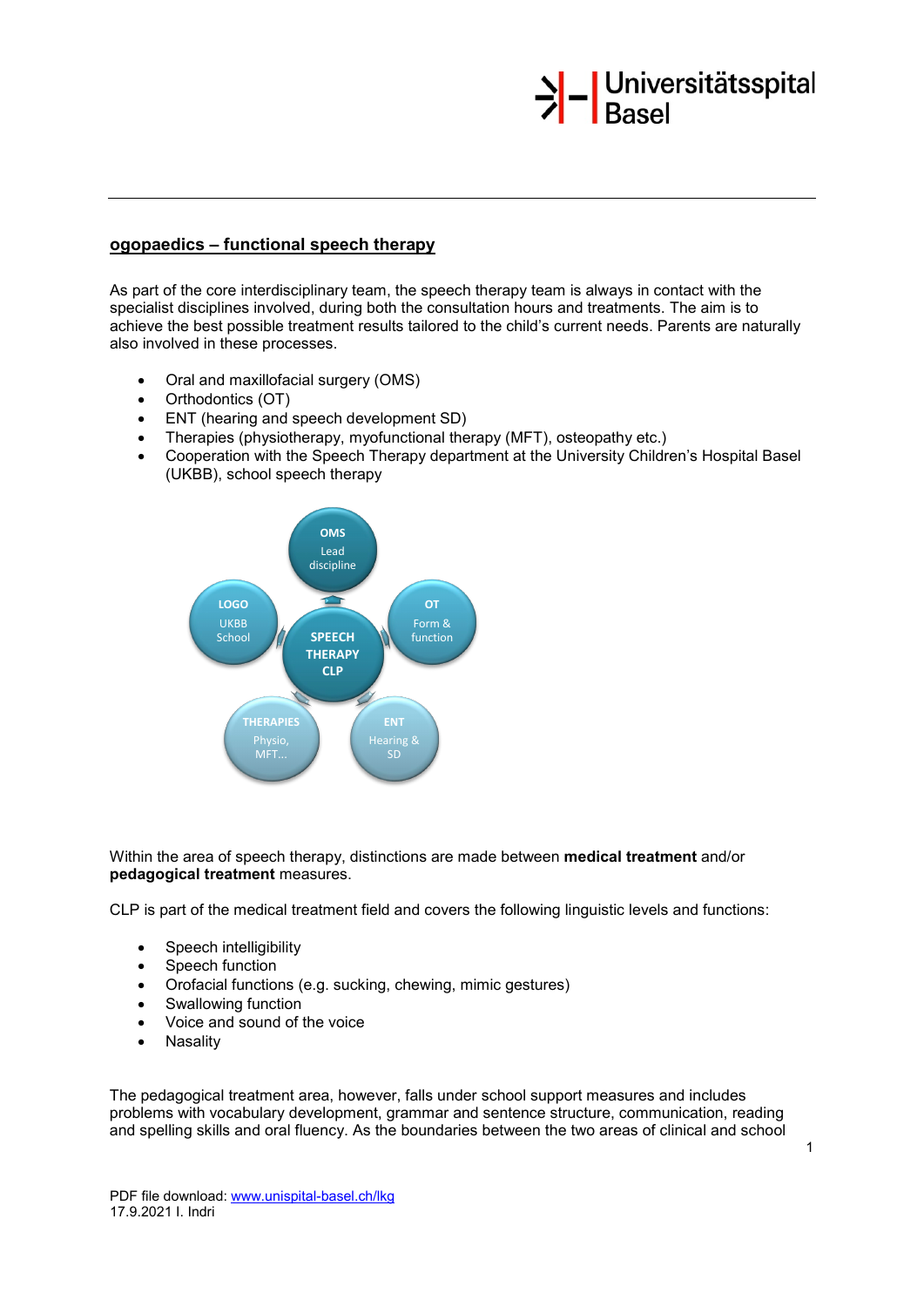## ogopaedics – functional speech therapy

As part of the core interdisciplinary team, the speech therapy team is always in contact with the specialist disciplines involved, during both the consultation hours and treatments. The aim is to achieve the best possible treatment results tailored to the child's current needs. Parents are naturally also involved in these processes.

- Oral and maxillofacial surgery (OMS)
- Orthodontics (OT)
- ENT (hearing and speech development SD)
- Therapies (physiotherapy, myofunctional therapy (MFT), osteopathy etc.)
- Cooperation with the Speech Therapy department at the University Children's Hospital Basel (UKBB), school speech therapy

OMS
Lead discipline

LOGO
UKBB
School

SPEECH THERAPY CLP

OT
Form & function

THERAPIES
Physio, MFT...

ENT
Hearing & SD

Within the area of speech therapy, distinctions are made between **medical treatment** and/or **pedagogical treatment** measures.

CLP is part of the medical treatment field and covers the following linguistic levels and functions:

- Speech intelligibility
- Speech function
- Orofacial functions (e.g. sucking, chewing, mimic gestures)
- Swallowing function
- Voice and sound of the voice
- Nasality

The pedagogical treatment area, however, falls under school support measures and includes problems with vocabulary development, grammar and sentence structure, communication, reading and spelling skills and oral fluency. As the boundaries between the two areas of clinical and school

PDF file download: www.unispital-basel.ch/lkg
17.9.2021 I. Indri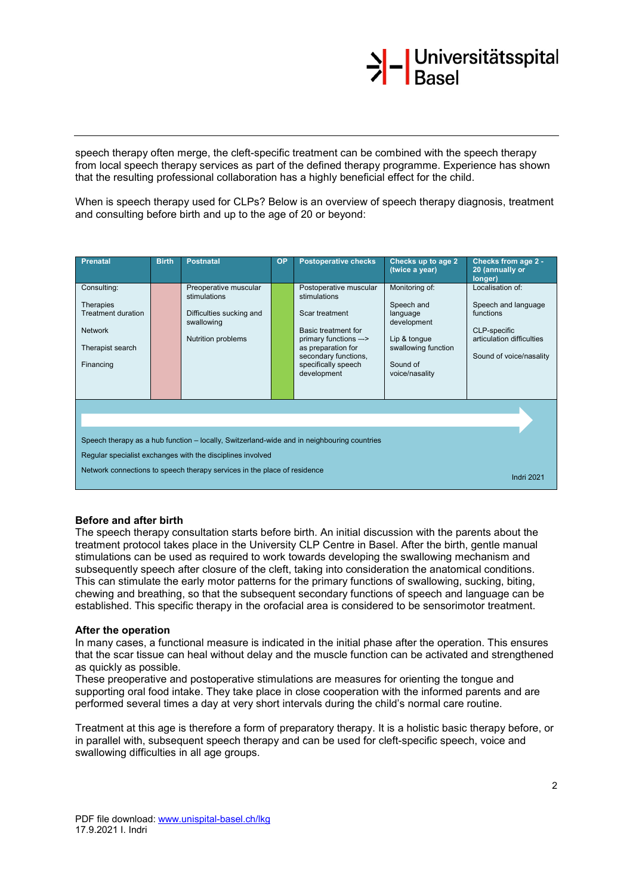speech therapy often merge, the cleft-specific treatment can be combined with the speech therapy from local speech therapy services as part of the defined therapy programme. Experience has shown that the resulting professional collaboration has a highly beneficial effect for the child.

When is speech therapy used for CLPs? Below is an overview of speech therapy diagnosis, treatment and consulting before birth and up to the age of 20 or beyond:

| Prenatal | Birth | Postnatal | OP | Postoperative checks | Checks up to age 2 (twice a year) | Checks from age 2 - 20 (annually or longer) |
|---|---|---|---|---|---|---|
| Consulting:<br><br>Therapies<br>Treatment duration<br><br>Network<br><br>Therapist search<br><br>Financing | | Preoperative muscular stimulations<br><br>Difficulties sucking and swallowing<br><br>Nutrition problems | | Postoperative muscular stimulations<br><br>Scar treatment<br><br>Basic treatment for primary functions —> as preparation for secondary functions, specifically speech development | Monitoring of:<br><br>Speech and language development<br><br>Lip & tongue swallowing function<br><br>Sound of voice/nasality | Localisation of:<br><br>Speech and language functions<br><br>CLP-specific articulation difficulties<br><br>Sound of voice/nasality |

Speech therapy as a hub function – locally, Switzerland-wide and in neighbouring countries

Regular specialist exchanges with the disciplines involved

Network connections to speech therapy services in the place of residence

Indri 2021

**Before and after birth**

The speech therapy consultation starts before birth. An initial discussion with the parents about the treatment protocol takes place in the University CLP Centre in Basel. After the birth, gentle manual stimulations can be used as required to work towards developing the swallowing mechanism and subsequently speech after closure of the cleft, taking into consideration the anatomical conditions. This can stimulate the early motor patterns for the primary functions of swallowing, sucking, biting, chewing and breathing, so that the subsequent secondary functions of speech and language can be established. This specific therapy in the orofacial area is considered to be sensorimotor treatment.

**After the operation**

In many cases, a functional measure is indicated in the initial phase after the operation. This ensures that the scar tissue can heal without delay and the muscle function can be activated and strengthened as quickly as possible.

These preoperative and postoperative stimulations are measures for orienting the tongue and supporting oral food intake. They take place in close cooperation with the informed parents and are performed several times a day at very short intervals during the child's normal care routine.

Treatment at this age is therefore a form of preparatory therapy. It is a holistic basic therapy before, or in parallel with, subsequent speech therapy and can be used for cleft-specific speech, voice and swallowing difficulties in all age groups.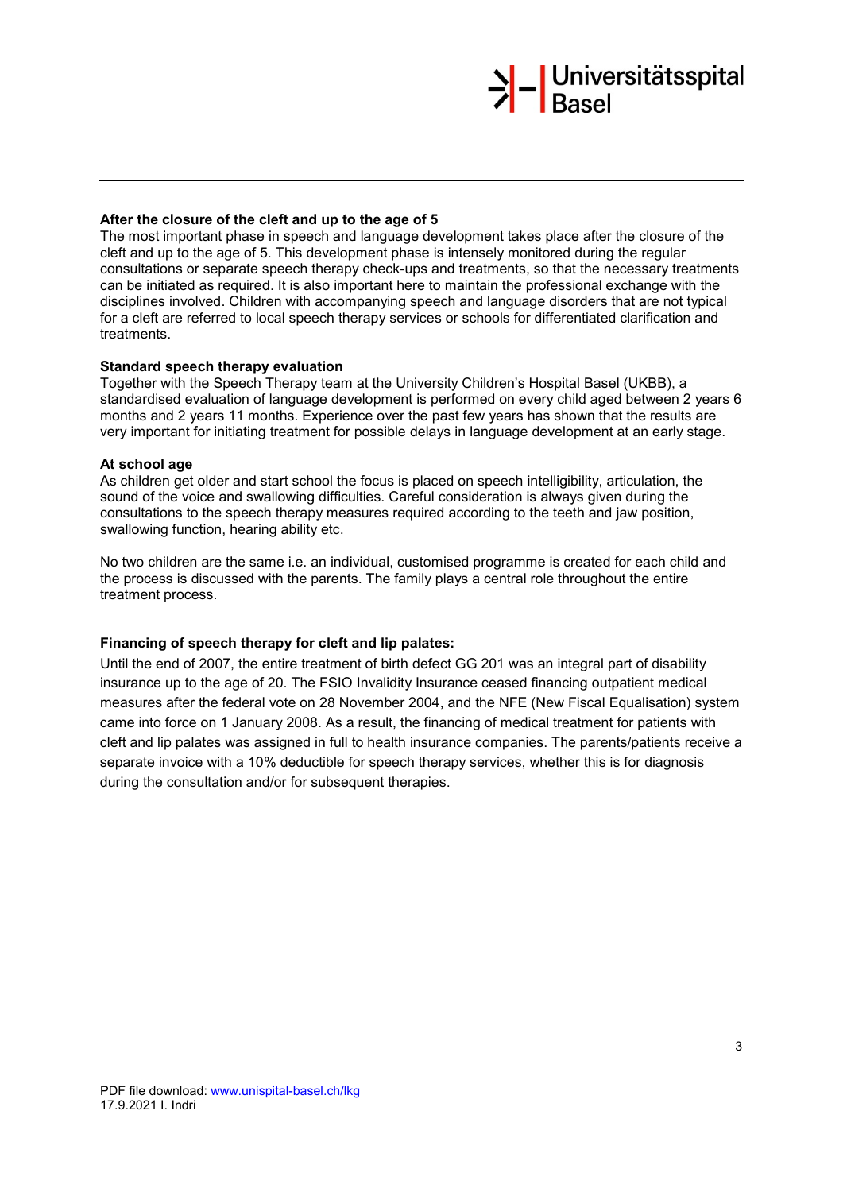**After the closure of the cleft and up to the age of 5**

The most important phase in speech and language development takes place after the closure of the cleft and up to the age of 5. This development phase is intensely monitored during the regular consultations or separate speech therapy check-ups and treatments, so that the necessary treatments can be initiated as required. It is also important here to maintain the professional exchange with the disciplines involved. Children with accompanying speech and language disorders that are not typical for a cleft are referred to local speech therapy services or schools for differentiated clarification and treatments.

**Standard speech therapy evaluation**

Together with the Speech Therapy team at the University Children's Hospital Basel (UKBB), a standardised evaluation of language development is performed on every child aged between 2 years 6 months and 2 years 11 months. Experience over the past few years has shown that the results are very important for initiating treatment for possible delays in language development at an early stage.

**At school age**

As children get older and start school the focus is placed on speech intelligibility, articulation, the sound of the voice and swallowing difficulties. Careful consideration is always given during the consultations to the speech therapy measures required according to the teeth and jaw position, swallowing function, hearing ability etc.

No two children are the same i.e. an individual, customised programme is created for each child and the process is discussed with the parents. The family plays a central role throughout the entire treatment process.

**Financing of speech therapy for cleft and lip palates:**

Until the end of 2007, the entire treatment of birth defect GG 201 was an integral part of disability insurance up to the age of 20. The FSIO Invalidity Insurance ceased financing outpatient medical measures after the federal vote on 28 November 2004, and the NFE (New Fiscal Equalisation) system came into force on 1 January 2008. As a result, the financing of medical treatment for patients with cleft and lip palates was assigned in full to health insurance companies. The parents/patients receive a separate invoice with a 10% deductible for speech therapy services, whether this is for diagnosis during the consultation and/or for subsequent therapies.